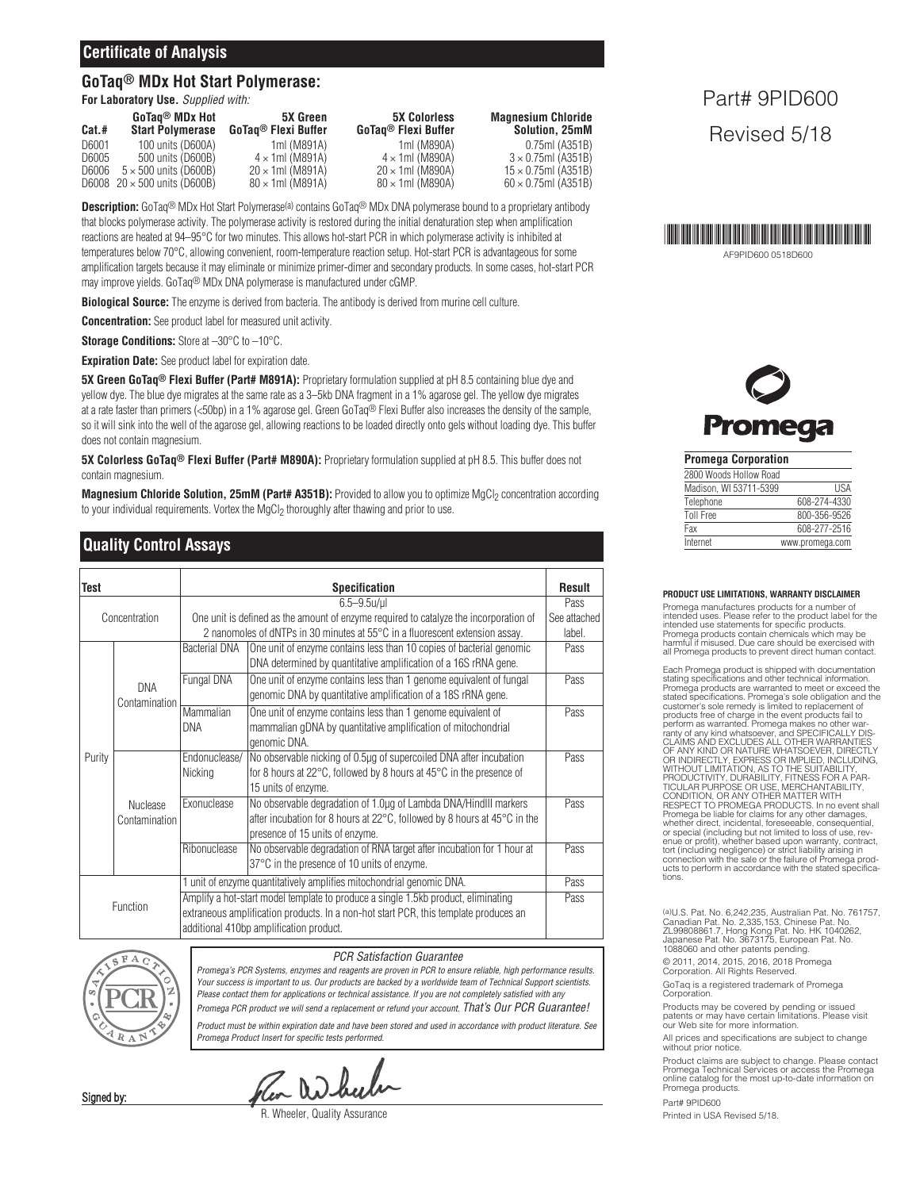## Certificate of Analysis

### GoTaq® MDx Hot Start Polymerase:

**For Laboratory Use.** *Supplied with:*

| Cat.# | GoTaq® MDx Hot Start Polymerase | 5X Green GoTaq® Flexi Buffer | 5X Colorless GoTaq® Flexi Buffer | Magnesium Chloride Solution, 25mM |
|---|---|---|---|---|
| D6001 | 100 units (D600A) | 1ml (M891A) | 1ml (M890A) | 0.75ml (A351B) |
| D6005 | 500 units (D600B) | 4 × 1ml (M891A) | 4 × 1ml (M890A) | 3 × 0.75ml (A351B) |
| D6006 | 5 × 500 units (D600B) | 20 × 1ml (M891A) | 20 × 1ml (M890A) | 15 × 0.75ml (A351B) |
| D6008 | 20 × 500 units (D600B) | 80 × 1ml (M891A) | 80 × 1ml (M890A) | 60 × 0.75ml (A351B) |

Part# 9PID600

Revised 5/18

AF9PID600 0518D600

**Description:** GoTaq® MDx Hot Start Polymerase[(a)] contains GoTaq® MDx DNA polymerase bound to a proprietary antibody that blocks polymerase activity. The polymerase activity is restored during the initial denaturation step when amplification reactions are heated at 94–95°C for two minutes. This allows hot-start PCR in which polymerase activity is inhibited at temperatures below 70°C, allowing convenient, room-temperature reaction setup. Hot-start PCR is advantageous for some amplification targets because it may eliminate or minimize primer-dimer and secondary products. In some cases, hot-start PCR may improve yields. GoTaq® MDx DNA polymerase is manufactured under cGMP.

**Biological Source:** The enzyme is derived from bacteria. The antibody is derived from murine cell culture.

**Concentration:** See product label for measured unit activity.

**Storage Conditions:** Store at –30°C to –10°C.

**Expiration Date:** See product label for expiration date.

**5X Green GoTaq® Flexi Buffer (Part# M891A):** Proprietary formulation supplied at pH 8.5 containing blue dye and yellow dye. The blue dye migrates at the same rate as a 3–5kb DNA fragment in a 1% agarose gel. The yellow dye migrates at a rate faster than primers (<50bp) in a 1% agarose gel. Green GoTaq® Flexi Buffer also increases the density of the sample, so it will sink into the well of the agarose gel, allowing reactions to be loaded directly onto gels without loading dye. This buffer does not contain magnesium.

**5X Colorless GoTaq® Flexi Buffer (Part# M890A):** Proprietary formulation supplied at pH 8.5. This buffer does not contain magnesium.

**Magnesium Chloride Solution, 25mM (Part# A351B):** Provided to allow you to optimize $MgCl_2$ concentration according to your individual requirements. Vortex the $MgCl_2$ thoroughly after thawing and prior to use.

## Quality Control Assays

| Test | | | Specification | Result |
|---|---|---|---|---|
| Concentration | | | 6.5–9.5u/µl | Pass |
| | | | One unit is defined as the amount of enzyme required to catalyze the incorporation of 2 nanomoles of dNTPs in 30 minutes at 55°C in a fluorescent extension assay. | See attached label. |
| Purity | DNA Contamination | Bacterial DNA | One unit of enzyme contains less than 10 copies of bacterial genomic DNA determined by quantitative amplification of a 16S rRNA gene. | Pass |
| | | Fungal DNA | One unit of enzyme contains less than 1 genome equivalent of fungal genomic DNA by quantitative amplification of a 18S rRNA gene. | Pass |
| | | Mammalian DNA | One unit of enzyme contains less than 1 genome equivalent of mammalian gDNA by quantitative amplification of mitochondrial genomic DNA. | Pass |
| | Nuclease Contamination | Endonuclease/ Nicking | No observable nicking of 0.5µg of supercoiled DNA after incubation for 8 hours at 22°C, followed by 8 hours at 45°C in the presence of 15 units of enzyme. | Pass |
| | | Exonuclease | No observable degradation of 1.0µg of Lambda DNA/HindIII markers after incubation for 8 hours at 22°C, followed by 8 hours at 45°C in the presence of 15 units of enzyme. | Pass |
| | | Ribonuclease | No observable degradation of RNA target after incubation for 1 hour at 37°C in the presence of 10 units of enzyme. | Pass |
| Function | | | 1 unit of enzyme quantitatively amplifies mitochondrial genomic DNA. | Pass |
| | | | Amplify a hot-start model template to produce a single 1.5kb product, eliminating extraneous amplification products. In a non-hot start PCR, this template produces an additional 410bp amplification product. | Pass |

*PCR Satisfaction Guarantee*

*Promega's PCR Systems, enzymes and reagents are proven in PCR to ensure reliable, high performance results. Your success is important to us. Our products are backed by a worldwide team of Technical Support scientists. Please contact them for applications or technical assistance. If you are not completely satisfied with any Promega PCR product we will send a replacement or refund your account. That's Our PCR Guarantee!*

*Product must be within expiration date and have been stored and used in accordance with product literature. See Promega Product Insert for specific tests performed.*

Signed by:

R. Wheeler, Quality Assurance

**Promega Corporation**

| | |
|---|---|
| 2800 Woods Hollow Road | |
| Madison, WI 53711-5399 | USA |
| Telephone | 608-274-4330 |
| Toll Free | 800-356-9526 |
| Fax | 608-277-2516 |
| Internet | www.promega.com |

**PRODUCT USE LIMITATIONS, WARRANTY DISCLAIMER**

Promega manufactures products for a number of intended uses. Please refer to the product label for the intended use statements for specific products. Promega products contain chemicals which may be harmful if misused. Due care should be exercised with all Promega products to prevent direct human contact.

Each Promega product is shipped with documentation stating specifications and other technical information. Promega products are warranted to meet or exceed the stated specifications. Promega's sole obligation and the customer's sole remedy is limited to replacement of products free of charge in the event products fail to perform as warranted. Promega makes no other warranty of any kind whatsoever, and SPECIFICALLY DISCLAIMS AND EXCLUDES ALL OTHER WARRANTIES OF ANY KIND OR NATURE WHATSOEVER, DIRECTLY OR INDIRECTLY, EXPRESS OR IMPLIED, INCLUDING, WITHOUT LIMITATION, AS TO THE SUITABILITY, PRODUCTIVITY, DURABILITY, FITNESS FOR A PARTICULAR PURPOSE OR USE, MERCHANTABILITY, CONDITION, OR ANY OTHER MATTER WITH RESPECT TO PROMEGA PRODUCTS. In no event shall Promega be liable for claims for any other damages, whether direct, incidental, foreseeable, consequential, or special (including but not limited to loss of use, revenue or profit), whether based upon warranty, contract, tort (including negligence) or strict liability arising in connection with the sale or the failure of Promega products to perform in accordance with the stated specifications.

[(a)]U.S. Pat. No. 6,242,235, Australian Pat. No. 761757, Canadian Pat. No. 2,335,153, Chinese Pat. No. ZL99808861.7, Hong Kong Pat. No. HK 1040262, Japanese Pat. No. 3673175, European Pat. No. 1088060 and other patents pending.

© 2011, 2014, 2015, 2016, 2018 Promega Corporation. All Rights Reserved.

GoTaq is a registered trademark of Promega Corporation.

Products may be covered by pending or issued patents or may have certain limitations. Please visit our Web site for more information.

All prices and specifications are subject to change without prior notice.

Product claims are subject to change. Please contact Promega Technical Services or access the Promega online catalog for the most up-to-date information on Promega products.

Part# 9PID600

Printed in USA Revised 5/18.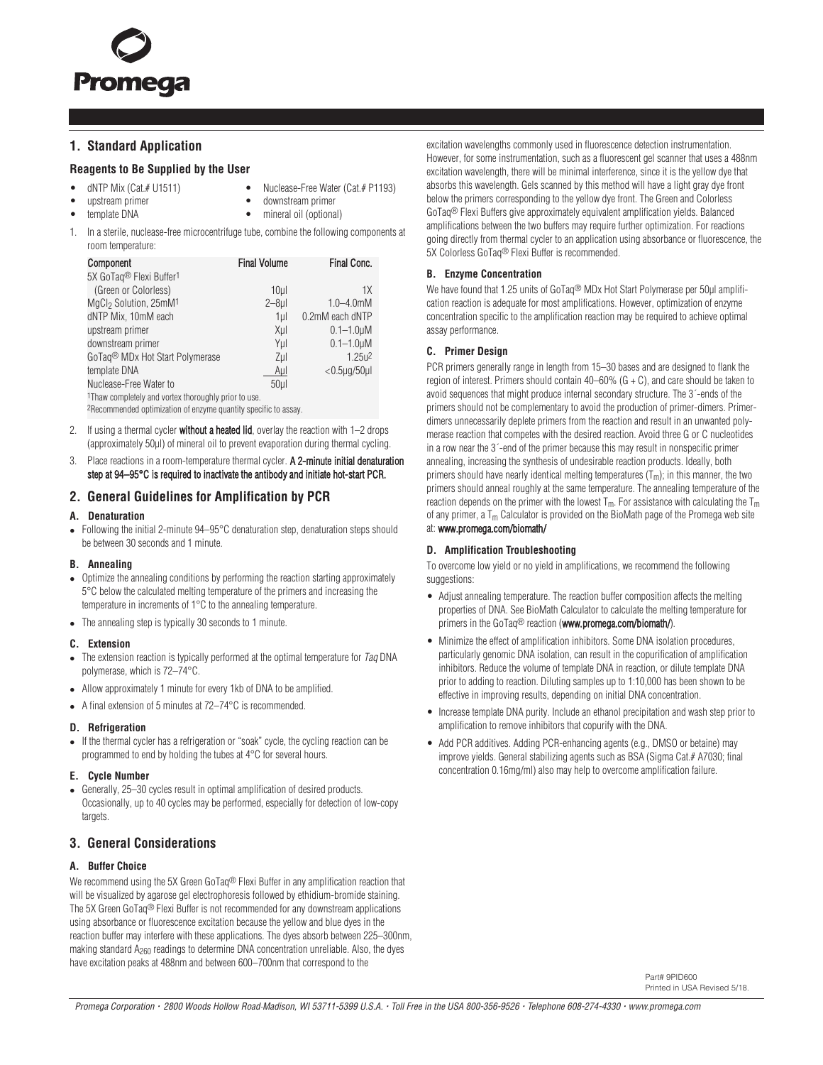## 1. Standard Application

### Reagents to Be Supplied by the User

- dNTP Mix (Cat.# U1511)
- upstream primer
- template DNA
- Nuclease-Free Water (Cat.# P1193)
- downstream primer
- mineral oil (optional)

1. In a sterile, nuclease-free microcentrifuge tube, combine the following components at room temperature:

| Component | Final Volume | Final Conc. |
|---|---|---|
| 5X GoTaq® Flexi Buffer[1] (Green or Colorless) | 10µl | 1X |
| $MgCl_2$ Solution, 25mM[1] | 2–8µl | 1.0–4.0mM |
| dNTP Mix, 10mM each | 1µl | 0.2mM each dNTP |
| upstream primer | Xµl | 0.1–1.0µM |
| downstream primer | Yµl | 0.1–1.0µM |
| GoTaq® MDx Hot Start Polymerase | Zµl | 1.25u[2] |
| template DNA | Aµl | <0.5µg/50µl |
| Nuclease-Free Water to | 50µl | |

[1]Thaw completely and vortex thoroughly prior to use.
[2]Recommended optimization of enzyme quantity specific to assay.

2. If using a thermal cycler **without a heated lid**, overlay the reaction with 1–2 drops (approximately 50µl) of mineral oil to prevent evaporation during thermal cycling.

3. Place reactions in a room-temperature thermal cycler. **A 2-minute initial denaturation step at 94–95°C is required to inactivate the antibody and initiate hot-start PCR.**

## 2. General Guidelines for Amplification by PCR

### A. Denaturation

- Following the initial 2-minute 94–95°C denaturation step, denaturation steps should be between 30 seconds and 1 minute.

### B. Annealing

- Optimize the annealing conditions by performing the reaction starting approximately 5°C below the calculated melting temperature of the primers and increasing the temperature in increments of 1°C to the annealing temperature.
- The annealing step is typically 30 seconds to 1 minute.

### C. Extension

- The extension reaction is typically performed at the optimal temperature for *Taq* DNA polymerase, which is 72–74°C.
- Allow approximately 1 minute for every 1kb of DNA to be amplified.
- A final extension of 5 minutes at 72–74°C is recommended.

### D. Refrigeration

- If the thermal cycler has a refrigeration or "soak" cycle, the cycling reaction can be programmed to end by holding the tubes at 4°C for several hours.

### E. Cycle Number

- Generally, 25–30 cycles result in optimal amplification of desired products. Occasionally, up to 40 cycles may be performed, especially for detection of low-copy targets.

## 3. General Considerations

### A. Buffer Choice

We recommend using the 5X Green GoTaq® Flexi Buffer in any amplification reaction that will be visualized by agarose gel electrophoresis followed by ethidium-bromide staining. The 5X Green GoTaq® Flexi Buffer is not recommended for any downstream applications using absorbance or fluorescence excitation because the yellow and blue dyes in the reaction buffer may interfere with these applications. The dyes absorb between 225–300nm, making standard $A_{260}$ readings to determine DNA concentration unreliable. Also, the dyes have excitation peaks at 488nm and between 600–700nm that correspond to the excitation wavelengths commonly used in fluorescence detection instrumentation. However, for some instrumentation, such as a fluorescent gel scanner that uses a 488nm excitation wavelength, there will be minimal interference, since it is the yellow dye that absorbs this wavelength. Gels scanned by this method will have a light gray dye front below the primers corresponding to the yellow dye front. The Green and Colorless GoTaq® Flexi Buffers give approximately equivalent amplification yields. Balanced amplifications between the two buffers may require further optimization. For reactions going directly from thermal cycler to an application using absorbance or fluorescence, the 5X Colorless GoTaq® Flexi Buffer is recommended.

### B. Enzyme Concentration

We have found that 1.25 units of GoTaq® MDx Hot Start Polymerase per 50µl amplification reaction is adequate for most amplifications. However, optimization of enzyme concentration specific to the amplification reaction may be required to achieve optimal assay performance.

### C. Primer Design

PCR primers generally range in length from 15–30 bases and are designed to flank the region of interest. Primers should contain 40–60% (G + C), and care should be taken to avoid sequences that might produce internal secondary structure. The 3´-ends of the primers should not be complementary to avoid the production of primer-dimers. Primer-dimers unnecessarily deplete primers from the reaction and result in an unwanted polymerase reaction that competes with the desired reaction. Avoid three G or C nucleotides in a row near the 3´-end of the primer because this may result in nonspecific primer annealing, increasing the synthesis of undesirable reaction products. Ideally, both primers should have nearly identical melting temperatures ($T_m$); in this manner, the two primers should anneal roughly at the same temperature. The annealing temperature of the reaction depends on the primer with the lowest $T_m$. For assistance with calculating the $T_m$ of any primer, a $T_m$ Calculator is provided on the BioMath page of the Promega web site at: **www.promega.com/biomath/**

### D. Amplification Troubleshooting

To overcome low yield or no yield in amplifications, we recommend the following suggestions:

- Adjust annealing temperature. The reaction buffer composition affects the melting properties of DNA. See BioMath Calculator to calculate the melting temperature for primers in the GoTaq® reaction (**www.promega.com/biomath/**).
- Minimize the effect of amplification inhibitors. Some DNA isolation procedures, particularly genomic DNA isolation, can result in the copurification of amplification inhibitors. Reduce the volume of template DNA in reaction, or dilute template DNA prior to adding to reaction. Diluting samples up to 1:10,000 has been shown to be effective in improving results, depending on initial DNA concentration.
- Increase template DNA purity. Include an ethanol precipitation and wash step prior to amplification to remove inhibitors that copurify with the DNA.
- Add PCR additives. Adding PCR-enhancing agents (e.g., DMSO or betaine) may improve yields. General stabilizing agents such as BSA (Sigma Cat.# A7030; final concentration 0.16mg/ml) also may help to overcome amplification failure.

Part# 9PID600
Printed in USA Revised 5/18.